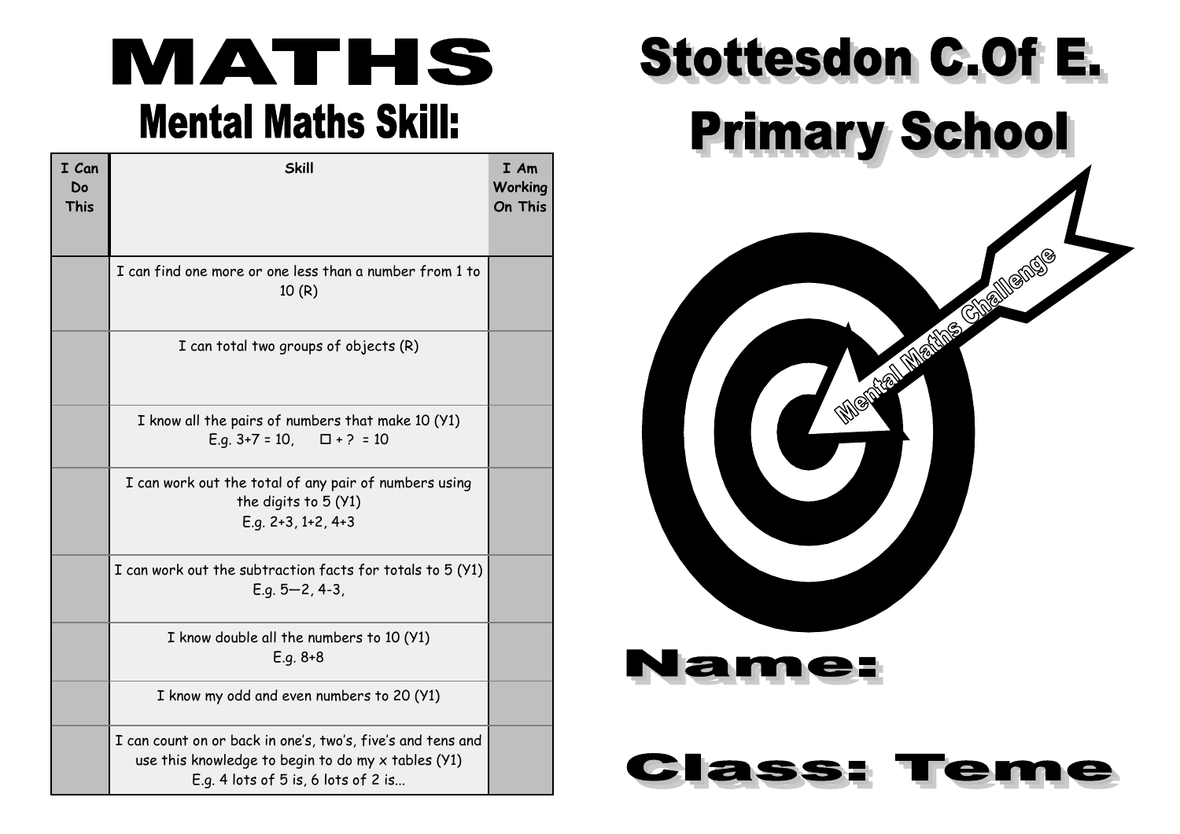# MATHS

## Mental Maths Skill:

| I Can Do This | Skill | I Am Working On This |
|---|---|---|
| | I can find one more or one less than a number from 1 to 10 (R) | |
| | I can total two groups of objects (R) | |
| | I know all the pairs of numbers that make 10 (Y1)<br>E.g. 3+7 = 10, ☐ + ? = 10 | |
| | I can work out the total of any pair of numbers using the digits to 5 (Y1)<br>E.g. 2+3, 1+2, 4+3 | |
| | I can work out the subtraction facts for totals to 5 (Y1)<br>E.g. 5—2, 4-3, | |
| | I know double all the numbers to 10 (Y1)<br>E.g. 8+8 | |
| | I know my odd and even numbers to 20 (Y1) | |
| | I can count on or back in one's, two's, five's and tens and use this knowledge to begin to do my x tables (Y1)<br>E.g. 4 lots of 5 is, 6 lots of 2 is... | |

# Stottesdon C.Of E. Primary School

Mental Maths Challenge

**Name:**

**Class: Teme**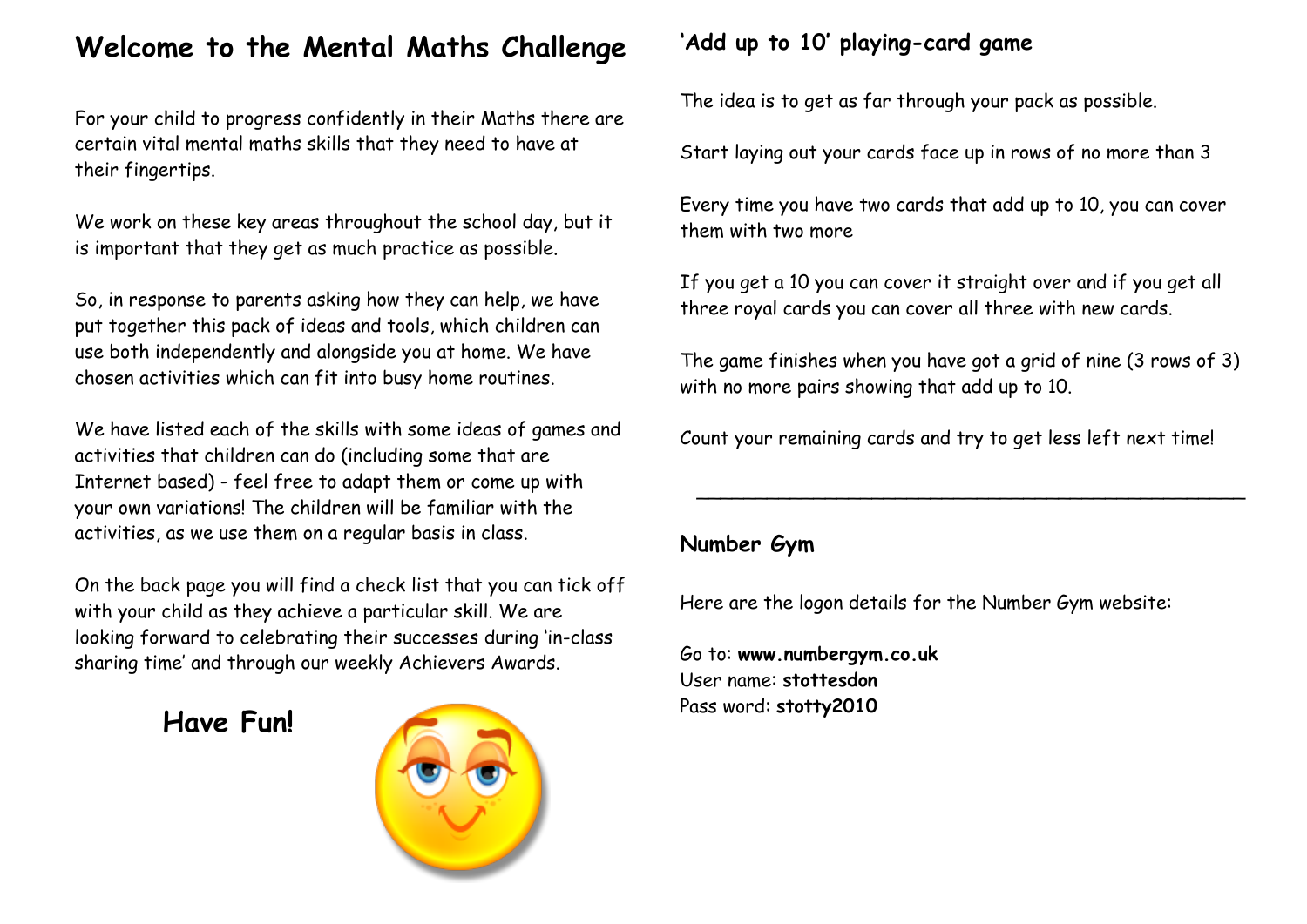# Welcome to the Mental Maths Challenge

For your child to progress confidently in their Maths there are certain vital mental maths skills that they need to have at their fingertips.

We work on these key areas throughout the school day, but it is important that they get as much practice as possible.

So, in response to parents asking how they can help, we have put together this pack of ideas and tools, which children can use both independently and alongside you at home. We have chosen activities which can fit into busy home routines.

We have listed each of the skills with some ideas of games and activities that children can do (including some that are Internet based) - feel free to adapt them or come up with your own variations! The children will be familiar with the activities, as we use them on a regular basis in class.

On the back page you will find a check list that you can tick off with your child as they achieve a particular skill. We are looking forward to celebrating their successes during 'in-class sharing time' and through our weekly Achievers Awards.

**Have Fun!**

## 'Add up to 10' playing-card game

The idea is to get as far through your pack as possible.

Start laying out your cards face up in rows of no more than 3

Every time you have two cards that add up to 10, you can cover them with two more

If you get a 10 you can cover it straight over and if you get all three royal cards you can cover all three with new cards.

The game finishes when you have got a grid of nine (3 rows of 3) with no more pairs showing that add up to 10.

Count your remaining cards and try to get less left next time!

---

## Number Gym

Here are the logon details for the Number Gym website:

Go to: **www.numbergym.co.uk**
User name: **stottesdon**
Pass word: **stotty2010**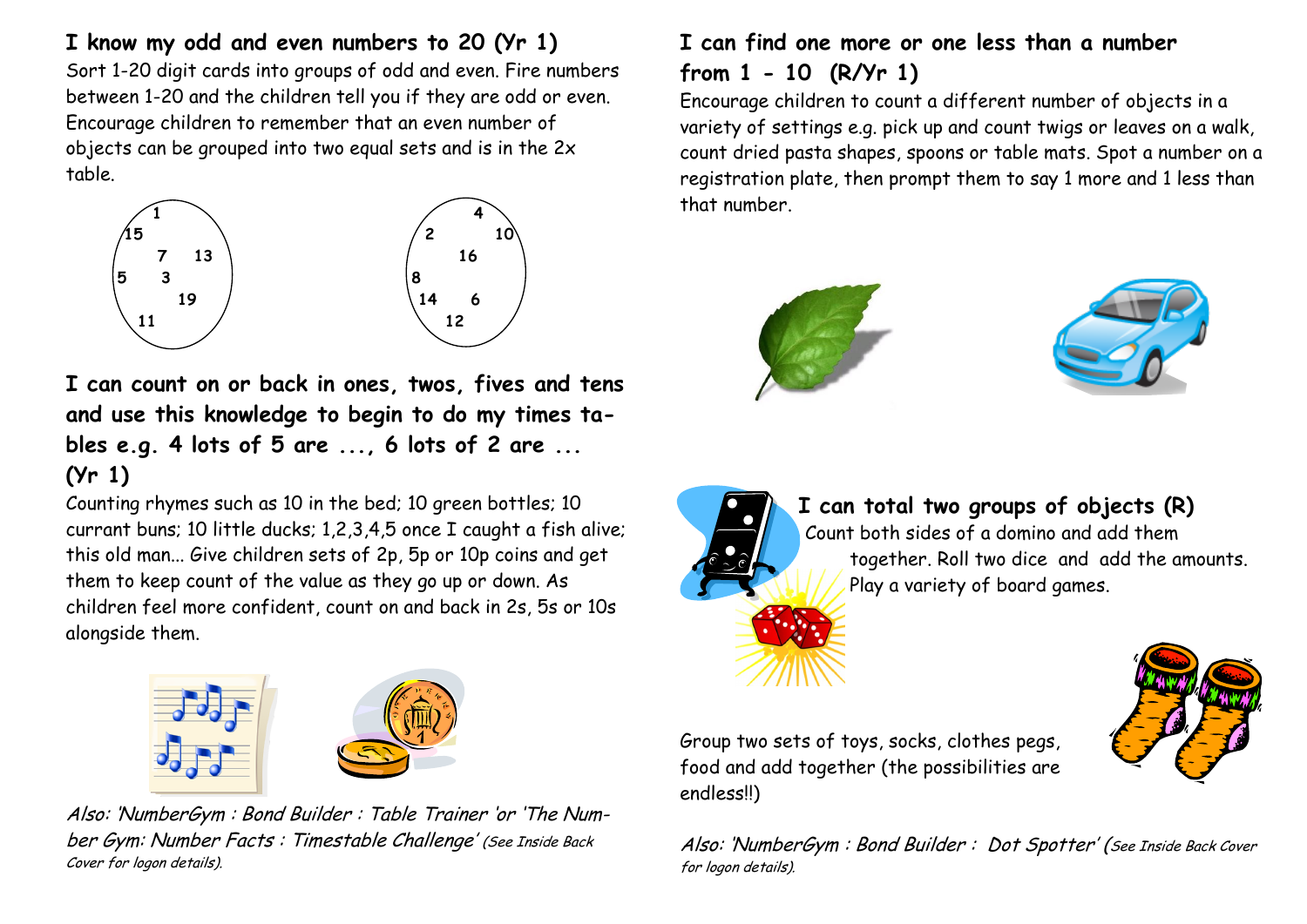## I know my odd and even numbers to 20 (Yr 1)

Sort 1-20 digit cards into groups of odd and even. Fire numbers between 1-20 and the children tell you if they are odd or even. Encourage children to remember that an even number of objects can be grouped into two equal sets and is in the 2x table.

1 15 7 13 5 3 19 11

4 2 10 16 8 14 6 12

## I can count on or back in ones, twos, fives and tens and use this knowledge to begin to do my times tables e.g. 4 lots of 5 are ..., 6 lots of 2 are ... (Yr 1)

Counting rhymes such as 10 in the bed; 10 green bottles; 10 currant buns; 10 little ducks; 1,2,3,4,5 once I caught a fish alive; this old man... Give children sets of 2p, 5p or 10p coins and get them to keep count of the value as they go up or down. As children feel more confident, count on and back in 2s, 5s or 10s alongside them.

*Also: 'NumberGym : Bond Builder : Table Trainer 'or 'The Number Gym: Number Facts : Timestable Challenge' (See Inside Back Cover for logon details).*

## I can find one more or one less than a number from 1 - 10 (R/Yr 1)

Encourage children to count a different number of objects in a variety of settings e.g. pick up and count twigs or leaves on a walk, count dried pasta shapes, spoons or table mats. Spot a number on a registration plate, then prompt them to say 1 more and 1 less than that number.

## I can total two groups of objects (R)

Count both sides of a domino and add them together. Roll two dice and add the amounts. Play a variety of board games.

Group two sets of toys, socks, clothes pegs, food and add together (the possibilities are endless!!)

*Also: 'NumberGym : Bond Builder : Dot Spotter' (See Inside Back Cover for logon details).*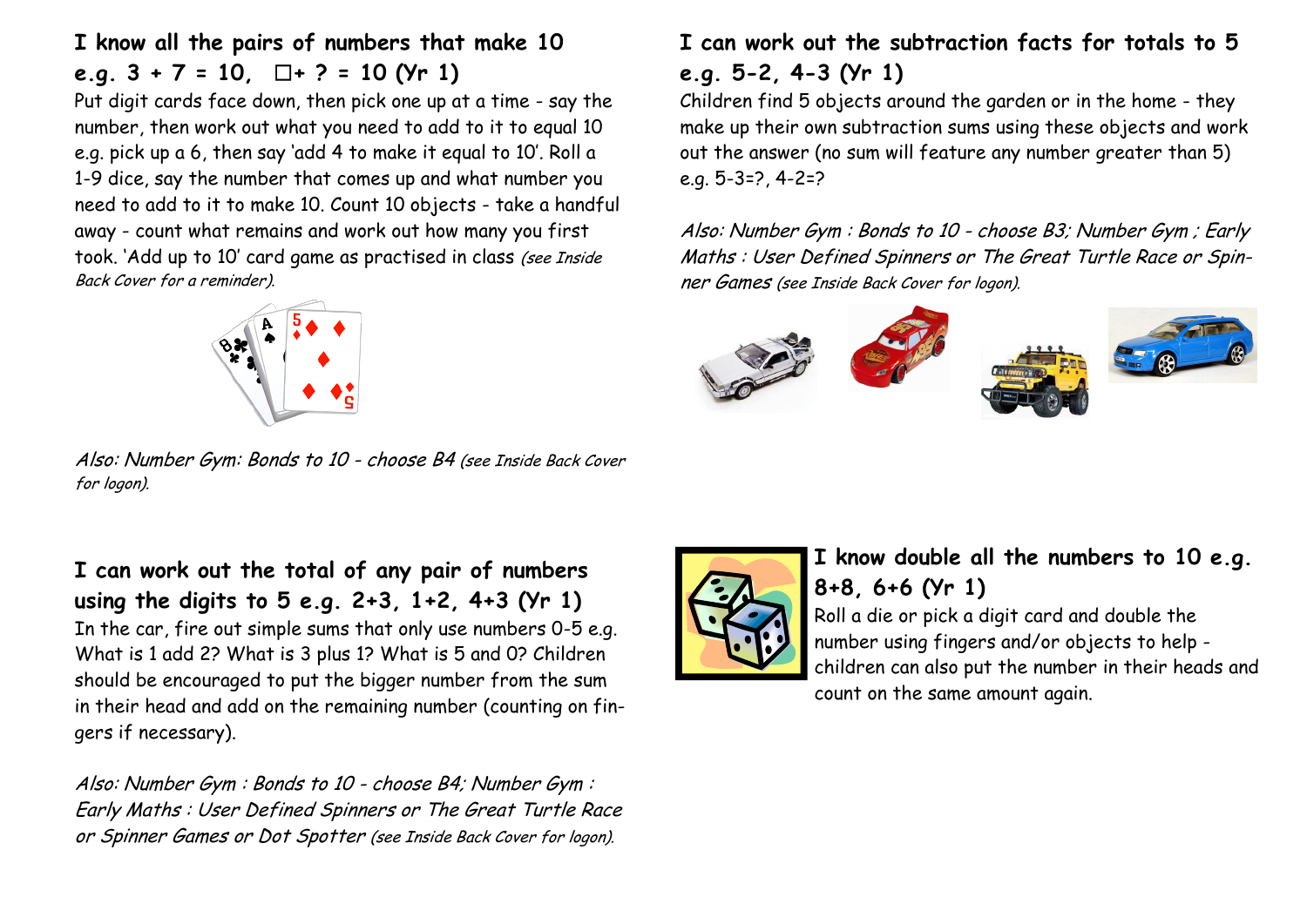## I know all the pairs of numbers that make 10 e.g. 3 + 7 = 10, ☐+ ? = 10 (Yr 1)

Put digit cards face down, then pick one up at a time - say the number, then work out what you need to add to it to equal 10 e.g. pick up a 6, then say 'add 4 to make it equal to 10'. Roll a 1-9 dice, say the number that comes up and what number you need to add to it to make 10. Count 10 objects - take a handful away - count what remains and work out how many you first took. 'Add up to 10' card game as practised in class *(see Inside Back Cover for a reminder).*

*Also: Number Gym: Bonds to 10 - choose B4 (see Inside Back Cover for logon).*

## I can work out the total of any pair of numbers using the digits to 5 e.g. 2+3, 1+2, 4+3 (Yr 1)

In the car, fire out simple sums that only use numbers 0-5 e.g. What is 1 add 2? What is 3 plus 1? What is 5 and 0? Children should be encouraged to put the bigger number from the sum in their head and add on the remaining number (counting on fingers if necessary).

*Also: Number Gym : Bonds to 10 - choose B4; Number Gym : Early Maths : User Defined Spinners or The Great Turtle Race or Spinner Games or Dot Spotter (see Inside Back Cover for logon).*

## I can work out the subtraction facts for totals to 5 e.g. 5-2, 4-3 (Yr 1)

Children find 5 objects around the garden or in the home - they make up their own subtraction sums using these objects and work out the answer (no sum will feature any number greater than 5) e.g. 5-3=?, 4-2=?

*Also: Number Gym : Bonds to 10 - choose B3; Number Gym ; Early Maths : User Defined Spinners or The Great Turtle Race or Spinner Games (see Inside Back Cover for logon).*

## I know double all the numbers to 10 e.g. 8+8, 6+6 (Yr 1)

Roll a die or pick a digit card and double the number using fingers and/or objects to help - children can also put the number in their heads and count on the same amount again.